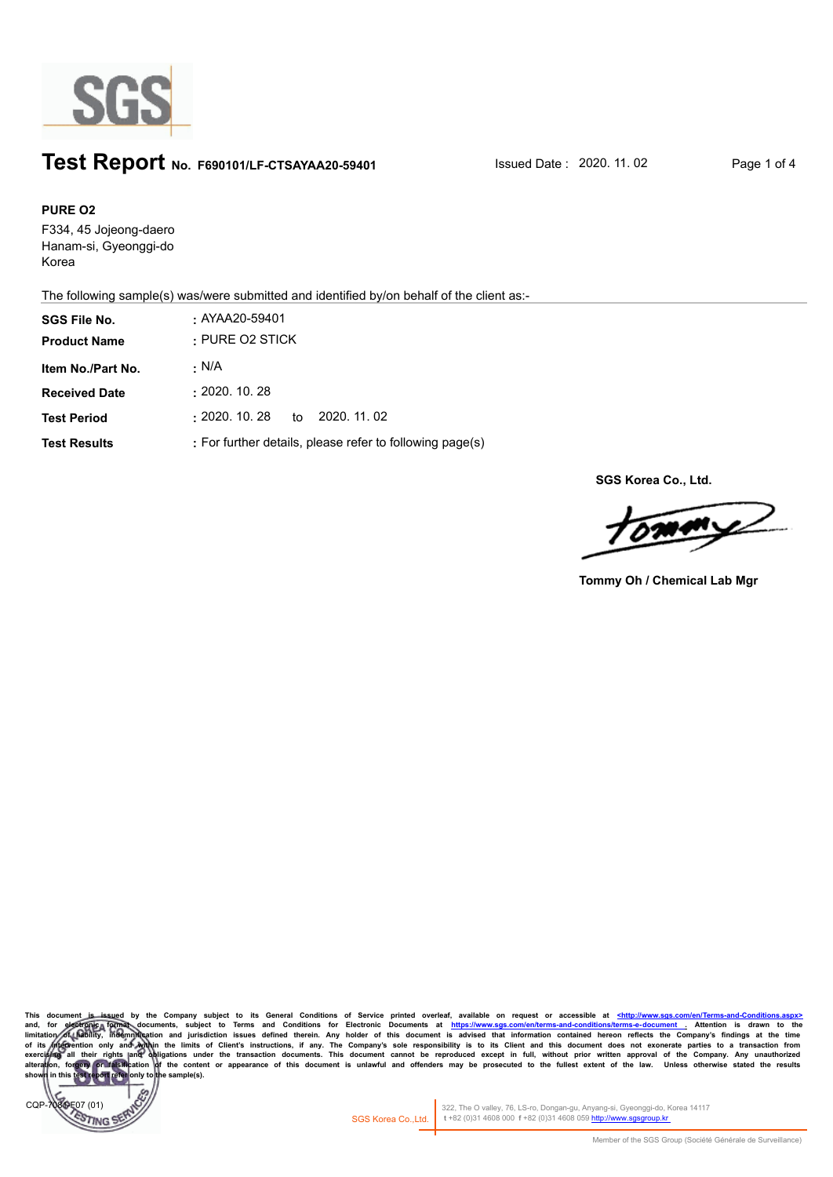# Test Report No. F690101/LF-CTSAYAA20-59401

Issued Date : 2020. 11. 02

**PURE O2**
F334, 45 Jojeong-daero
Hanam-si, Gyeonggi-do
Korea

The following sample(s) was/were submitted and identified by/on behalf of the client as:-

| | |
|---|---|
| **SGS File No.** | : AYAA20-59401 |
| **Product Name** | : PURE O2 STICK |
| **Item No./Part No.** | : N/A |
| **Received Date** | : 2020. 10. 28 |
| **Test Period** | : 2020. 10. 28 to 2020. 11. 02 |
| **Test Results** | : For further details, please refer to following page(s) |

**SGS Korea Co., Ltd.**

**Tommy Oh / Chemical Lab Mgr**

This document is issued by the Company subject to its General Conditions of Service printed overleaf, available on request or accessible at <http://www.sgs.com/en/Terms-and-Conditions.aspx> and, for electronic format documents, subject to Terms and Conditions for Electronic Documents at https://www.sgs.com/en/terms-and-conditions/terms-e-document . Attention is drawn to the limitation of liability, indemnification and jurisdiction issues defined therein. Any holder of this document is advised that information contained hereon reflects the Company's findings at the time of its intervention only and within the limits of Client's instructions, if any. The Company's sole responsibility is to its Client and this document does not exonerate parties to a transaction from exercising all their rights and obligations under the transaction documents. This document cannot be reproduced except in full, without prior written approval of the Company. Any unauthorized alteration, forgery or falsification of the content or appearance of this document is unlawful and offenders may be prosecuted to the fullest extent of the law. Unless otherwise stated the results shown in this test report refer only to the sample(s).

CQP-708-F07 (01)

SGS Korea Co.,Ltd. 322, The O valley, 76, LS-ro, Dongan-gu, Anyang-si, Gyeonggi-do, Korea 14117
t +82 (0)31 4608 000 f +82 (0)31 4608 059 http://www.sgsgroup.kr

Member of the SGS Group (Société Générale de Surveillance)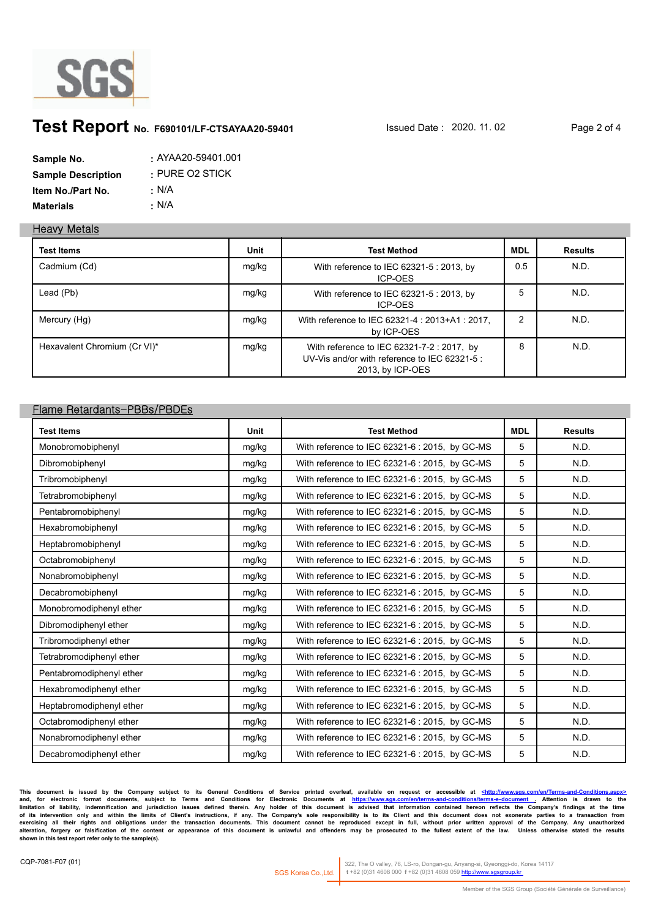# Test Report No. F690101/LF-CTSAYAA20-59401

Issued Date : 2020. 11. 02

**Sample No.** : AYAA20-59401.001
**Sample Description** : PURE O2 STICK
**Item No./Part No.** : N/A
**Materials** : N/A

## Heavy Metals

| Test Items | Unit | Test Method | MDL | Results |
|---|---|---|---|---|
| Cadmium (Cd) | mg/kg | With reference to IEC 62321-5 : 2013, by ICP-OES | 0.5 | N.D. |
| Lead (Pb) | mg/kg | With reference to IEC 62321-5 : 2013, by ICP-OES | 5 | N.D. |
| Mercury (Hg) | mg/kg | With reference to IEC 62321-4 : 2013+A1 : 2017, by ICP-OES | 2 | N.D. |
| Hexavalent Chromium (Cr VI)* | mg/kg | With reference to IEC 62321-7-2 : 2017, by UV-Vis and/or with reference to IEC 62321-5 : 2013, by ICP-OES | 8 | N.D. |

## Flame Retardants-PBBs/PBDEs

| Test Items | Unit | Test Method | MDL | Results |
|---|---|---|---|---|
| Monobromobiphenyl | mg/kg | With reference to IEC 62321-6 : 2015, by GC-MS | 5 | N.D. |
| Dibromobiphenyl | mg/kg | With reference to IEC 62321-6 : 2015, by GC-MS | 5 | N.D. |
| Tribromobiphenyl | mg/kg | With reference to IEC 62321-6 : 2015, by GC-MS | 5 | N.D. |
| Tetrabromobiphenyl | mg/kg | With reference to IEC 62321-6 : 2015, by GC-MS | 5 | N.D. |
| Pentabromobiphenyl | mg/kg | With reference to IEC 62321-6 : 2015, by GC-MS | 5 | N.D. |
| Hexabromobiphenyl | mg/kg | With reference to IEC 62321-6 : 2015, by GC-MS | 5 | N.D. |
| Heptabromobiphenyl | mg/kg | With reference to IEC 62321-6 : 2015, by GC-MS | 5 | N.D. |
| Octabromobiphenyl | mg/kg | With reference to IEC 62321-6 : 2015, by GC-MS | 5 | N.D. |
| Nonabromobiphenyl | mg/kg | With reference to IEC 62321-6 : 2015, by GC-MS | 5 | N.D. |
| Decabromobiphenyl | mg/kg | With reference to IEC 62321-6 : 2015, by GC-MS | 5 | N.D. |
| Monobromodiphenyl ether | mg/kg | With reference to IEC 62321-6 : 2015, by GC-MS | 5 | N.D. |
| Dibromodiphenyl ether | mg/kg | With reference to IEC 62321-6 : 2015, by GC-MS | 5 | N.D. |
| Tribromodiphenyl ether | mg/kg | With reference to IEC 62321-6 : 2015, by GC-MS | 5 | N.D. |
| Tetrabromodiphenyl ether | mg/kg | With reference to IEC 62321-6 : 2015, by GC-MS | 5 | N.D. |
| Pentabromodiphenyl ether | mg/kg | With reference to IEC 62321-6 : 2015, by GC-MS | 5 | N.D. |
| Hexabromodiphenyl ether | mg/kg | With reference to IEC 62321-6 : 2015, by GC-MS | 5 | N.D. |
| Heptabromodiphenyl ether | mg/kg | With reference to IEC 62321-6 : 2015, by GC-MS | 5 | N.D. |
| Octabromodiphenyl ether | mg/kg | With reference to IEC 62321-6 : 2015, by GC-MS | 5 | N.D. |
| Nonabromodiphenyl ether | mg/kg | With reference to IEC 62321-6 : 2015, by GC-MS | 5 | N.D. |
| Decabromodiphenyl ether | mg/kg | With reference to IEC 62321-6 : 2015, by GC-MS | 5 | N.D. |

**This document is issued by the Company subject to its General Conditions of Service printed overleaf, available on request or accessible at <http://www.sgs.com/en/Terms-and-Conditions.aspx> and, for electronic format documents, subject to Terms and Conditions for Electronic Documents at https://www.sgs.com/en/terms-and-conditions/terms-e-document . Attention is drawn to the limitation of liability, indemnification and jurisdiction issues defined therein. Any holder of this document is advised that information contained hereon reflects the Company's findings at the time of its intervention only and within the limits of Client's instructions, if any. The Company's sole responsibility is to its Client and this document does not exonerate parties to a transaction from exercising all their rights and obligations under the transaction documents. This document cannot be reproduced except in full, without prior written approval of the Company. Any unauthorized alteration, forgery or falsification of the content or appearance of this document is unlawful and offenders may be prosecuted to the fullest extent of the law. Unless otherwise stated the results shown in this test report refer only to the sample(s).**

CQP-7081-F07 (01)

SGS Korea Co.,Ltd. | 322, The O valley, 76, LS-ro, Dongan-gu, Anyang-si, Gyeonggi-do, Korea 14117 t +82 (0)31 4608 000 f +82 (0)31 4608 059 http://www.sgsgroup.kr

Member of the SGS Group (Société Générale de Surveillance)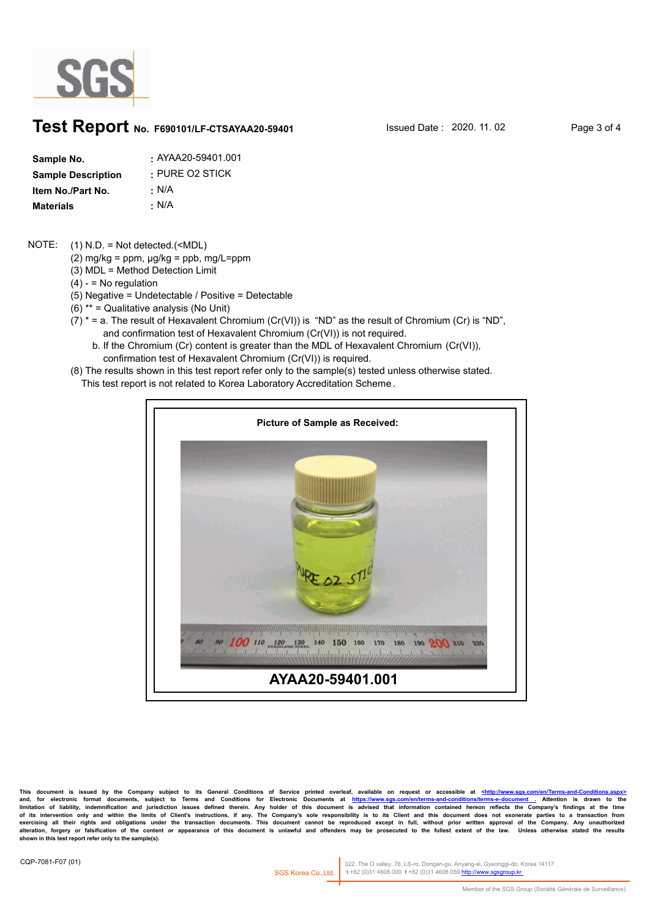# Test Report No. F690101/LF-CTSAYAA20-59401

Issued Date : 2020. 11. 02

| | |
|---|---|
| **Sample No.** | : AYAA20-59401.001 |
| **Sample Description** | : PURE O2 STICK |
| **Item No./Part No.** | : N/A |
| **Materials** | : N/A |

NOTE:
(1) N.D. = Not detected.(<MDL)
(2) mg/kg = ppm, μg/kg = ppb, mg/L=ppm
(3) MDL = Method Detection Limit
(4) - = No regulation
(5) Negative = Undetectable / Positive = Detectable
(6) ** = Qualitative analysis (No Unit)
(7) * = a. The result of Hexavalent Chromium (Cr(VI)) is "ND" as the result of Chromium (Cr) is "ND", and confirmation test of Hexavalent Chromium (Cr(VI)) is not required.
b. If the Chromium (Cr) content is greater than the MDL of Hexavalent Chromium (Cr(VI)), confirmation test of Hexavalent Chromium (Cr(VI)) is required.
(8) The results shown in this test report refer only to the sample(s) tested unless otherwise stated. This test report is not related to Korea Laboratory Accreditation Scheme.

**Picture of Sample as Received:**

**AYAA20-59401.001**

This document is issued by the Company subject to its General Conditions of Service printed overleaf, available on request or accessible at <http://www.sgs.com/en/Terms-and-Conditions.aspx> and, for electronic format documents, subject to Terms and Conditions for Electronic Documents at https://www.sgs.com/en/terms-and-conditions/terms-e-document . Attention is drawn to the limitation of liability, indemnification and jurisdiction issues defined therein. Any holder of this document is advised that information contained hereon reflects the Company's findings at the time of its intervention only and within the limits of Client's instructions, if any. The Company's sole responsibility is to its Client and this document does not exonerate parties to a transaction from exercising all their rights and obligations under the transaction documents. This document cannot be reproduced except in full, without prior written approval of the Company. Any unauthorized alteration, forgery or falsification of the content or appearance of this document is unlawful and offenders may be prosecuted to the fullest extent of the law. Unless otherwise stated the results shown in this test report refer only to the sample(s).

CQP-7081-F07 (01)

SGS Korea Co.,Ltd. 322, The O valley, 76, LS-ro, Dongan-gu, Anyang-si, Gyeonggi-do, Korea 14117 t +82 (0)31 4608 000 f +82 (0)31 4608 059 http://www.sgsgroup.kr

Member of the SGS Group (Société Générale de Surveillance)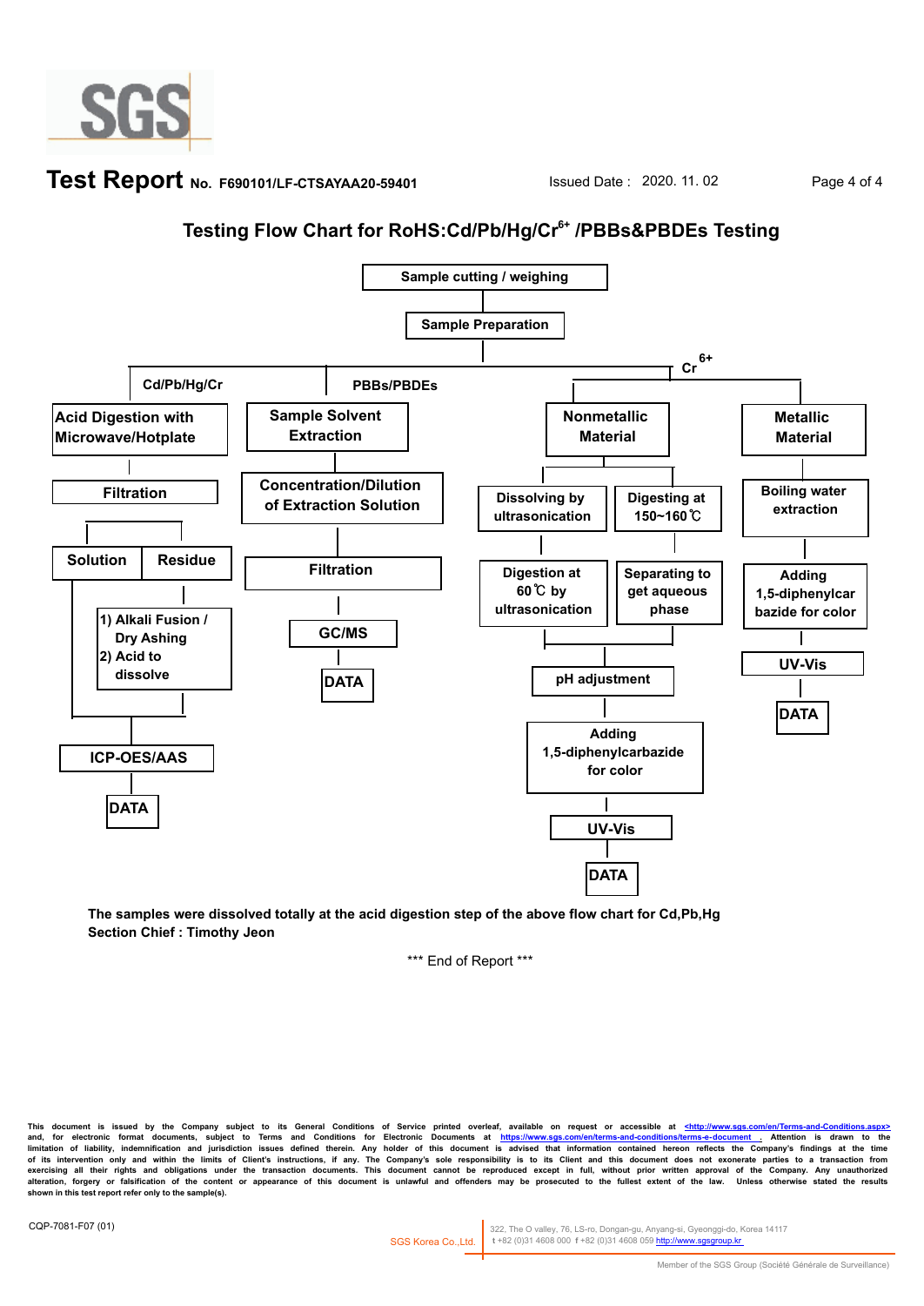**Test Report** No. F690101/LF-CTSAYAA20-59401 Issued Date : 2020. 11. 02

## Testing Flow Chart for RoHS:Cd/Pb/Hg/$Cr^{6+}$ /PBBs&PBDEs Testing

Sample cutting / weighing

Sample Preparation

Cd/Pb/Hg/Cr

Acid Digestion with Microwave/Hotplate

Filtration

Solution

Residue

1) Alkali Fusion / Dry Ashing
2) Acid to dissolve

ICP-OES/AAS

DATA

PBBs/PBDEs

Sample Solvent Extraction

Concentration/Dilution of Extraction Solution

Filtration

GC/MS

DATA

$Cr^{6+}$

Nonmetallic Material

Dissolving by ultrasonication

Digesting at 150~160℃

Digestion at 60℃ by ultrasonication

Separating to get aqueous phase

pH adjustment

Adding 1,5-diphenylcarbazide for color

UV-Vis

DATA

Metallic Material

Boiling water extraction

Adding 1,5-diphenylcar bazide for color

UV-Vis

DATA

**The samples were dissolved totally at the acid digestion step of the above flow chart for Cd,Pb,Hg**
**Section Chief : Timothy Jeon**

\*\*\* End of Report \*\*\*

This document is issued by the Company subject to its General Conditions of Service printed overleaf, available on request or accessible at <http://www.sgs.com/en/Terms-and-Conditions.aspx> and, for electronic format documents, subject to Terms and Conditions for Electronic Documents at https://www.sgs.com/en/terms-and-conditions/terms-e-document . Attention is drawn to the limitation of liability, indemnification and jurisdiction issues defined therein. Any holder of this document is advised that information contained hereon reflects the Company's findings at the time of its intervention only and within the limits of Client's instructions, if any. The Company's sole responsibility is to its Client and this document does not exonerate parties to a transaction from exercising all their rights and obligations under the transaction documents. This document cannot be reproduced except in full, without prior written approval of the Company. Any unauthorized alteration, forgery or falsification of the content or appearance of this document is unlawful and offenders may be prosecuted to the fullest extent of the law. Unless otherwise stated the results shown in this test report refer only to the sample(s).

CQP-7081-F07 (01)

SGS Korea Co.,Ltd. 322, The O valley, 76, LS-ro, Dongan-gu, Anyang-si, Gyeonggi-do, Korea 14117
t +82 (0)31 4608 000 f +82 (0)31 4608 059 http://www.sgsgroup.kr

Member of the SGS Group (Société Générale de Surveillance)